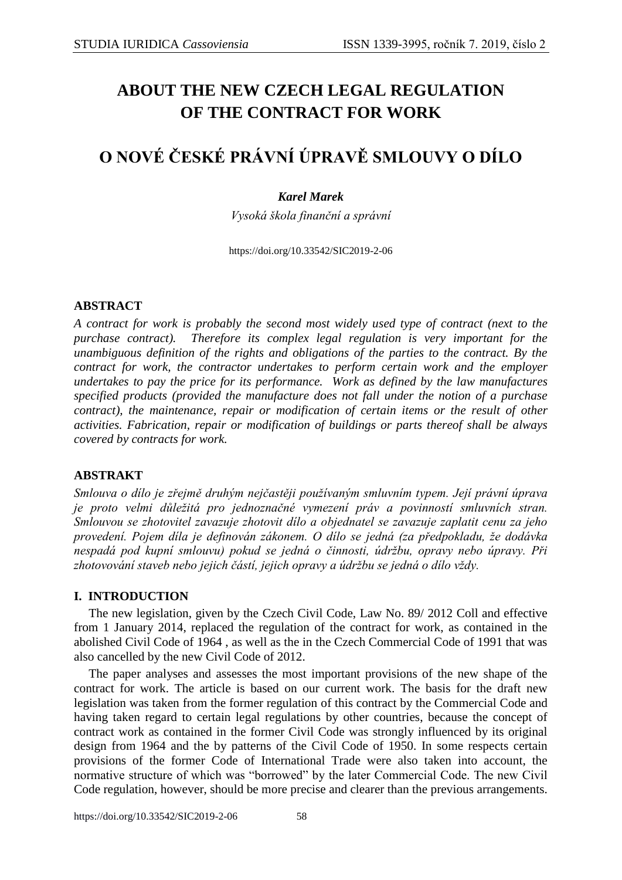# ABOUT THE NEW CZECH LEGAL REGULATION OF THE CONTRACT FOR WORK

# O NOVÉ ČESKÉ PRÁVNÍ ÚPRAVĚ SMLOUVY O DÍLO

***Karel Marek***

*Vysoká škola finanční a správní*

https://doi.org/10.33542/SIC2019-2-06

## ABSTRACT

*A contract for work is probably the second most widely used type of contract (next to the purchase contract). Therefore its complex legal regulation is very important for the unambiguous definition of the rights and obligations of the parties to the contract. By the contract for work, the contractor undertakes to perform certain work and the employer undertakes to pay the price for its performance. Work as defined by the law manufactures specified products (provided the manufacture does not fall under the notion of a purchase contract), the maintenance, repair or modification of certain items or the result of other activities. Fabrication, repair or modification of buildings or parts thereof shall be always covered by contracts for work.*

## ABSTRAKT

*Smlouva o dílo je zřejmě druhým nejčastěji používaným smluvním typem. Její právní úprava je proto velmi důležitá pro jednoznačné vymezení práv a povinností smluvních stran. Smlouvou se zhotovitel zavazuje zhotovit dílo a objednatel se zavazuje zaplatit cenu za jeho provedení. Pojem díla je definován zákonem. O dílo se jedná (za předpokladu, že dodávka nespadá pod kupní smlouvu) pokud se jedná o činnosti, údržbu, opravy nebo úpravy. Při zhotovování staveb nebo jejich částí, jejich opravy a údržbu se jedná o dílo vždy.*

## I. INTRODUCTION

The new legislation, given by the Czech Civil Code, Law No. 89/ 2012 Coll and effective from 1 January 2014, replaced the regulation of the contract for work, as contained in the abolished Civil Code of 1964 , as well as the in the Czech Commercial Code of 1991 that was also cancelled by the new Civil Code of 2012.

The paper analyses and assesses the most important provisions of the new shape of the contract for work. The article is based on our current work. The basis for the draft new legislation was taken from the former regulation of this contract by the Commercial Code and having taken regard to certain legal regulations by other countries, because the concept of contract work as contained in the former Civil Code was strongly influenced by its original design from 1964 and the by patterns of the Civil Code of 1950. In some respects certain provisions of the former Code of International Trade were also taken into account, the normative structure of which was "borrowed" by the later Commercial Code. The new Civil Code regulation, however, should be more precise and clearer than the previous arrangements.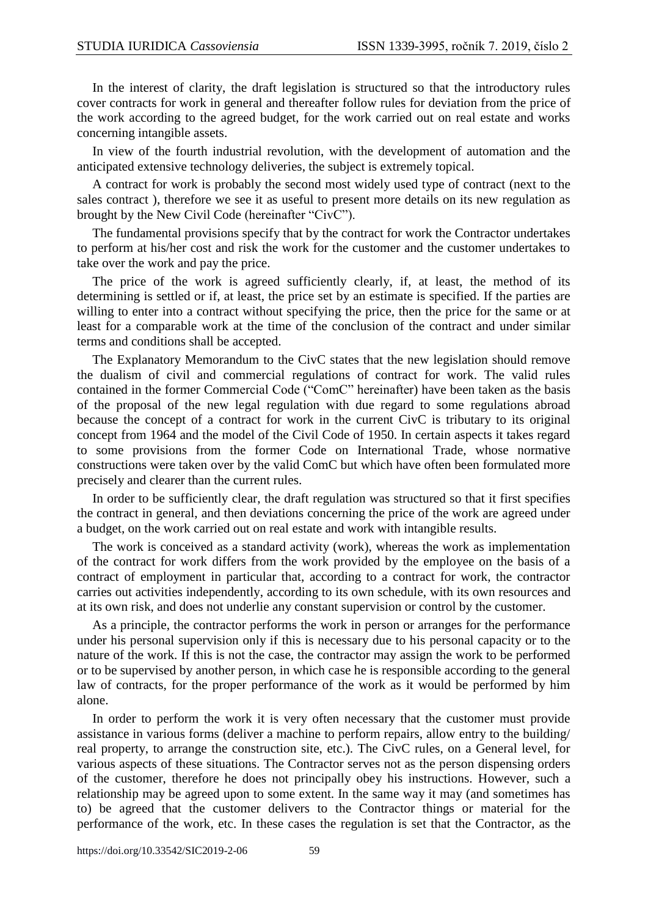In the interest of clarity, the draft legislation is structured so that the introductory rules cover contracts for work in general and thereafter follow rules for deviation from the price of the work according to the agreed budget, for the work carried out on real estate and works concerning intangible assets.

In view of the fourth industrial revolution, with the development of automation and the anticipated extensive technology deliveries, the subject is extremely topical.

A contract for work is probably the second most widely used type of contract (next to the sales contract ), therefore we see it as useful to present more details on its new regulation as brought by the New Civil Code (hereinafter "CivC").

The fundamental provisions specify that by the contract for work the Contractor undertakes to perform at his/her cost and risk the work for the customer and the customer undertakes to take over the work and pay the price.

The price of the work is agreed sufficiently clearly, if, at least, the method of its determining is settled or if, at least, the price set by an estimate is specified. If the parties are willing to enter into a contract without specifying the price, then the price for the same or at least for a comparable work at the time of the conclusion of the contract and under similar terms and conditions shall be accepted.

The Explanatory Memorandum to the CivC states that the new legislation should remove the dualism of civil and commercial regulations of contract for work. The valid rules contained in the former Commercial Code ("ComC" hereinafter) have been taken as the basis of the proposal of the new legal regulation with due regard to some regulations abroad because the concept of a contract for work in the current CivC is tributary to its original concept from 1964 and the model of the Civil Code of 1950. In certain aspects it takes regard to some provisions from the former Code on International Trade, whose normative constructions were taken over by the valid ComC but which have often been formulated more precisely and clearer than the current rules.

In order to be sufficiently clear, the draft regulation was structured so that it first specifies the contract in general, and then deviations concerning the price of the work are agreed under a budget, on the work carried out on real estate and work with intangible results.

The work is conceived as a standard activity (work), whereas the work as implementation of the contract for work differs from the work provided by the employee on the basis of a contract of employment in particular that, according to a contract for work, the contractor carries out activities independently, according to its own schedule, with its own resources and at its own risk, and does not underlie any constant supervision or control by the customer.

As a principle, the contractor performs the work in person or arranges for the performance under his personal supervision only if this is necessary due to his personal capacity or to the nature of the work. If this is not the case, the contractor may assign the work to be performed or to be supervised by another person, in which case he is responsible according to the general law of contracts, for the proper performance of the work as it would be performed by him alone.

In order to perform the work it is very often necessary that the customer must provide assistance in various forms (deliver a machine to perform repairs, allow entry to the building/ real property, to arrange the construction site, etc.). The CivC rules, on a General level, for various aspects of these situations. The Contractor serves not as the person dispensing orders of the customer, therefore he does not principally obey his instructions. However, such a relationship may be agreed upon to some extent. In the same way it may (and sometimes has to) be agreed that the customer delivers to the Contractor things or material for the performance of the work, etc. In these cases the regulation is set that the Contractor, as the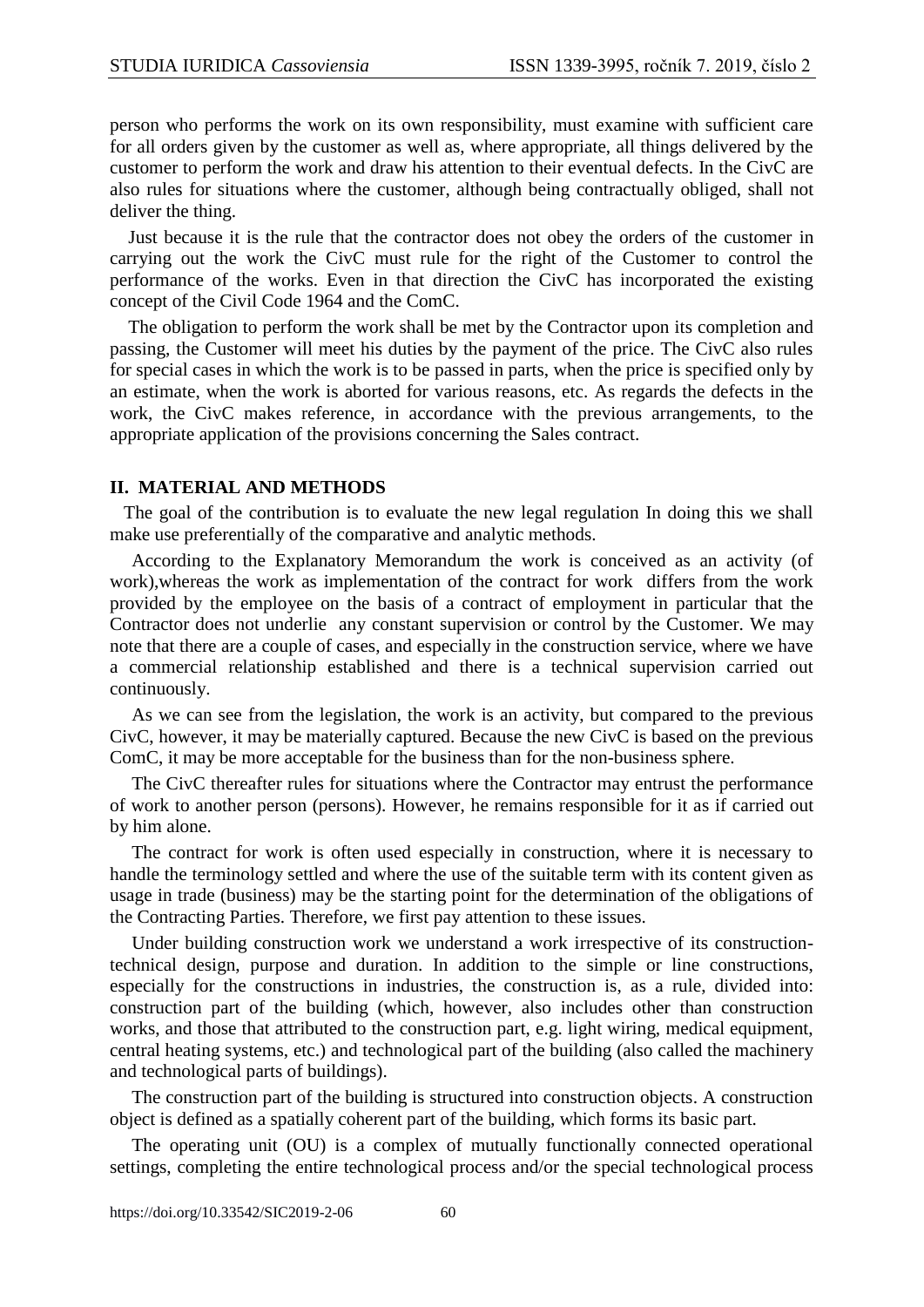person who performs the work on its own responsibility, must examine with sufficient care for all orders given by the customer as well as, where appropriate, all things delivered by the customer to perform the work and draw his attention to their eventual defects. In the CivC are also rules for situations where the customer, although being contractually obliged, shall not deliver the thing.

Just because it is the rule that the contractor does not obey the orders of the customer in carrying out the work the CivC must rule for the right of the Customer to control the performance of the works. Even in that direction the CivC has incorporated the existing concept of the Civil Code 1964 and the ComC.

The obligation to perform the work shall be met by the Contractor upon its completion and passing, the Customer will meet his duties by the payment of the price. The CivC also rules for special cases in which the work is to be passed in parts, when the price is specified only by an estimate, when the work is aborted for various reasons, etc. As regards the defects in the work, the CivC makes reference, in accordance with the previous arrangements, to the appropriate application of the provisions concerning the Sales contract.

## II. MATERIAL AND METHODS

The goal of the contribution is to evaluate the new legal regulation In doing this we shall make use preferentially of the comparative and analytic methods.

According to the Explanatory Memorandum the work is conceived as an activity (of work),whereas the work as implementation of the contract for work differs from the work provided by the employee on the basis of a contract of employment in particular that the Contractor does not underlie any constant supervision or control by the Customer. We may note that there are a couple of cases, and especially in the construction service, where we have a commercial relationship established and there is a technical supervision carried out continuously.

As we can see from the legislation, the work is an activity, but compared to the previous CivC, however, it may be materially captured. Because the new CivC is based on the previous ComC, it may be more acceptable for the business than for the non-business sphere.

The CivC thereafter rules for situations where the Contractor may entrust the performance of work to another person (persons). However, he remains responsible for it as if carried out by him alone.

The contract for work is often used especially in construction, where it is necessary to handle the terminology settled and where the use of the suitable term with its content given as usage in trade (business) may be the starting point for the determination of the obligations of the Contracting Parties. Therefore, we first pay attention to these issues.

Under building construction work we understand a work irrespective of its construction-technical design, purpose and duration. In addition to the simple or line constructions, especially for the constructions in industries, the construction is, as a rule, divided into: construction part of the building (which, however, also includes other than construction works, and those that attributed to the construction part, e.g. light wiring, medical equipment, central heating systems, etc.) and technological part of the building (also called the machinery and technological parts of buildings).

The construction part of the building is structured into construction objects. A construction object is defined as a spatially coherent part of the building, which forms its basic part.

The operating unit (OU) is a complex of mutually functionally connected operational settings, completing the entire technological process and/or the special technological process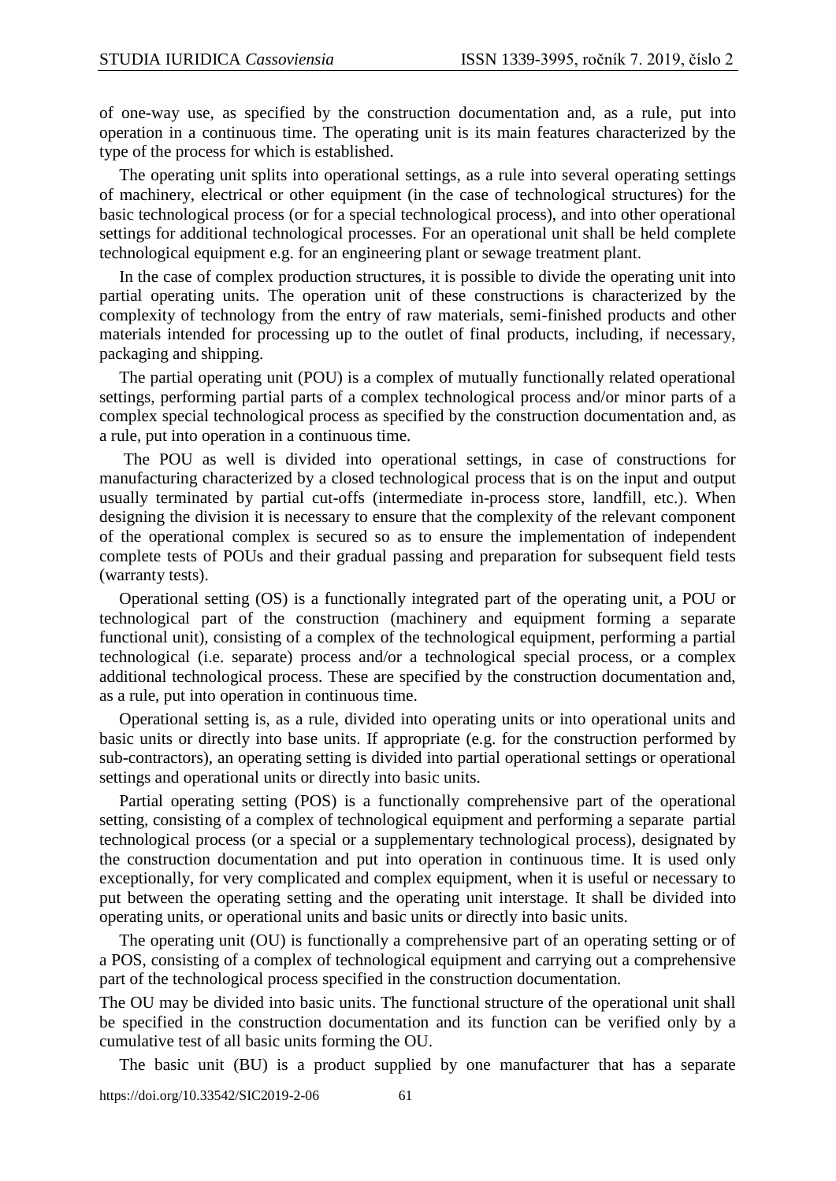of one-way use, as specified by the construction documentation and, as a rule, put into operation in a continuous time. The operating unit is its main features characterized by the type of the process for which is established.

The operating unit splits into operational settings, as a rule into several operating settings of machinery, electrical or other equipment (in the case of technological structures) for the basic technological process (or for a special technological process), and into other operational settings for additional technological processes. For an operational unit shall be held complete technological equipment e.g. for an engineering plant or sewage treatment plant.

In the case of complex production structures, it is possible to divide the operating unit into partial operating units. The operation unit of these constructions is characterized by the complexity of technology from the entry of raw materials, semi-finished products and other materials intended for processing up to the outlet of final products, including, if necessary, packaging and shipping.

The partial operating unit (POU) is a complex of mutually functionally related operational settings, performing partial parts of a complex technological process and/or minor parts of a complex special technological process as specified by the construction documentation and, as a rule, put into operation in a continuous time.

The POU as well is divided into operational settings, in case of constructions for manufacturing characterized by a closed technological process that is on the input and output usually terminated by partial cut-offs (intermediate in-process store, landfill, etc.). When designing the division it is necessary to ensure that the complexity of the relevant component of the operational complex is secured so as to ensure the implementation of independent complete tests of POUs and their gradual passing and preparation for subsequent field tests (warranty tests).

Operational setting (OS) is a functionally integrated part of the operating unit, a POU or technological part of the construction (machinery and equipment forming a separate functional unit), consisting of a complex of the technological equipment, performing a partial technological (i.e. separate) process and/or a technological special process, or a complex additional technological process. These are specified by the construction documentation and, as a rule, put into operation in continuous time.

Operational setting is, as a rule, divided into operating units or into operational units and basic units or directly into base units. If appropriate (e.g. for the construction performed by sub-contractors), an operating setting is divided into partial operational settings or operational settings and operational units or directly into basic units.

Partial operating setting (POS) is a functionally comprehensive part of the operational setting, consisting of a complex of technological equipment and performing a separate partial technological process (or a special or a supplementary technological process), designated by the construction documentation and put into operation in continuous time. It is used only exceptionally, for very complicated and complex equipment, when it is useful or necessary to put between the operating setting and the operating unit interstage. It shall be divided into operating units, or operational units and basic units or directly into basic units.

The operating unit (OU) is functionally a comprehensive part of an operating setting or of a POS, consisting of a complex of technological equipment and carrying out a comprehensive part of the technological process specified in the construction documentation.

The OU may be divided into basic units. The functional structure of the operational unit shall be specified in the construction documentation and its function can be verified only by a cumulative test of all basic units forming the OU.

The basic unit (BU) is a product supplied by one manufacturer that has a separate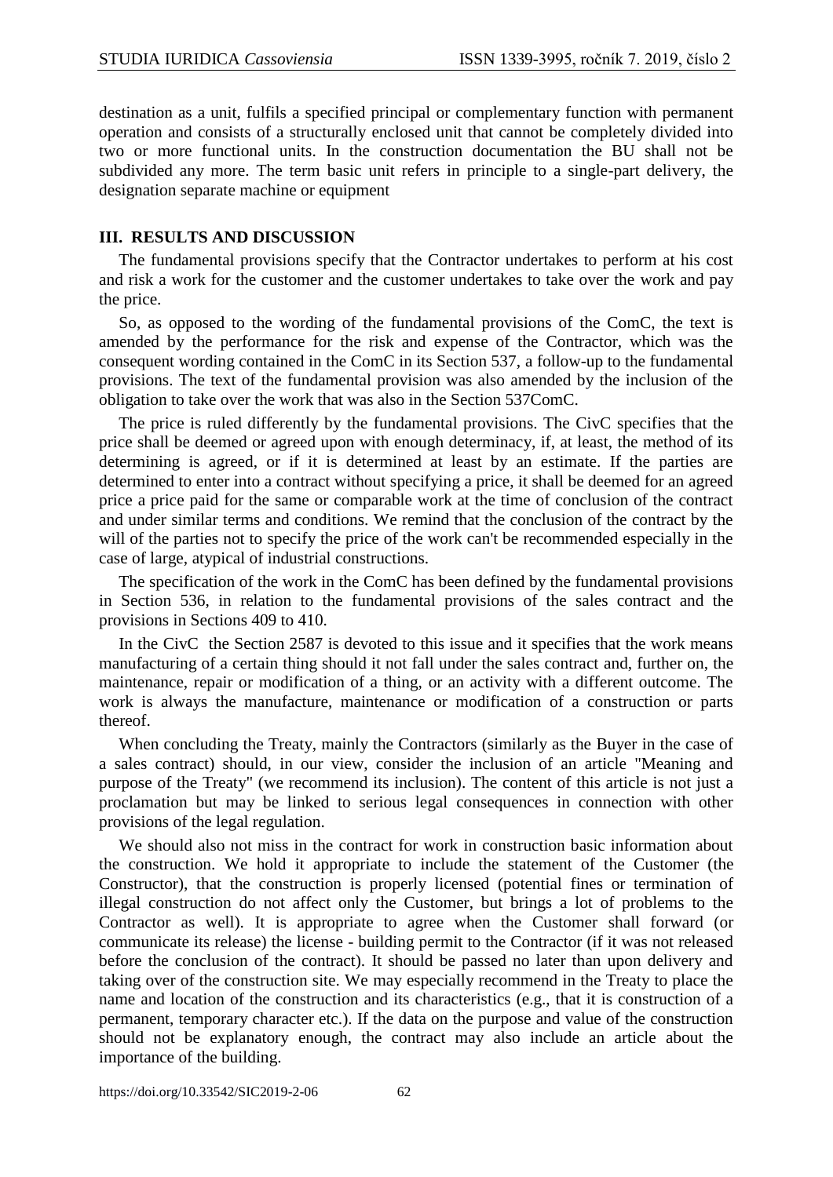destination as a unit, fulfils a specified principal or complementary function with permanent operation and consists of a structurally enclosed unit that cannot be completely divided into two or more functional units. In the construction documentation the BU shall not be subdivided any more. The term basic unit refers in principle to a single-part delivery, the designation separate machine or equipment

## III. RESULTS AND DISCUSSION

The fundamental provisions specify that the Contractor undertakes to perform at his cost and risk a work for the customer and the customer undertakes to take over the work and pay the price.

So, as opposed to the wording of the fundamental provisions of the ComC, the text is amended by the performance for the risk and expense of the Contractor, which was the consequent wording contained in the ComC in its Section 537, a follow-up to the fundamental provisions. The text of the fundamental provision was also amended by the inclusion of the obligation to take over the work that was also in the Section 537ComC.

The price is ruled differently by the fundamental provisions. The CivC specifies that the price shall be deemed or agreed upon with enough determinacy, if, at least, the method of its determining is agreed, or if it is determined at least by an estimate. If the parties are determined to enter into a contract without specifying a price, it shall be deemed for an agreed price a price paid for the same or comparable work at the time of conclusion of the contract and under similar terms and conditions. We remind that the conclusion of the contract by the will of the parties not to specify the price of the work can't be recommended especially in the case of large, atypical of industrial constructions.

The specification of the work in the ComC has been defined by the fundamental provisions in Section 536, in relation to the fundamental provisions of the sales contract and the provisions in Sections 409 to 410.

In the CivC the Section 2587 is devoted to this issue and it specifies that the work means manufacturing of a certain thing should it not fall under the sales contract and, further on, the maintenance, repair or modification of a thing, or an activity with a different outcome. The work is always the manufacture, maintenance or modification of a construction or parts thereof.

When concluding the Treaty, mainly the Contractors (similarly as the Buyer in the case of a sales contract) should, in our view, consider the inclusion of an article "Meaning and purpose of the Treaty" (we recommend its inclusion). The content of this article is not just a proclamation but may be linked to serious legal consequences in connection with other provisions of the legal regulation.

We should also not miss in the contract for work in construction basic information about the construction. We hold it appropriate to include the statement of the Customer (the Constructor), that the construction is properly licensed (potential fines or termination of illegal construction do not affect only the Customer, but brings a lot of problems to the Contractor as well). It is appropriate to agree when the Customer shall forward (or communicate its release) the license - building permit to the Contractor (if it was not released before the conclusion of the contract). It should be passed no later than upon delivery and taking over of the construction site. We may especially recommend in the Treaty to place the name and location of the construction and its characteristics (e.g., that it is construction of a permanent, temporary character etc.). If the data on the purpose and value of the construction should not be explanatory enough, the contract may also include an article about the importance of the building.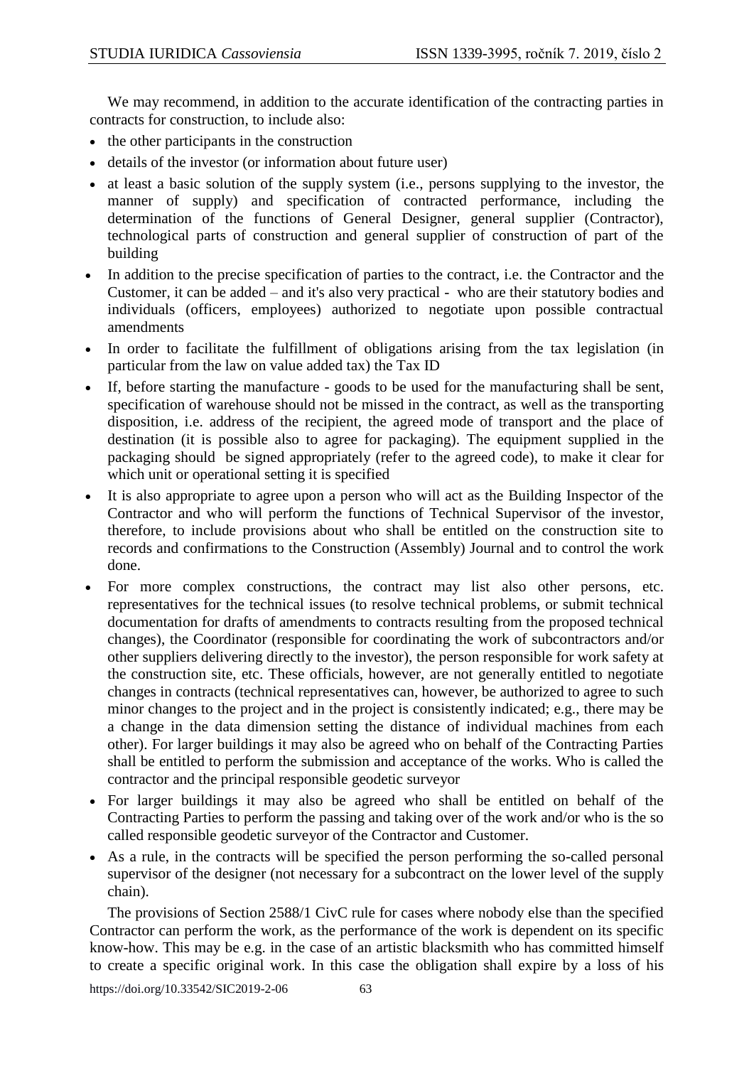We may recommend, in addition to the accurate identification of the contracting parties in contracts for construction, to include also:

- the other participants in the construction
- details of the investor (or information about future user)
- at least a basic solution of the supply system (i.e., persons supplying to the investor, the manner of supply) and specification of contracted performance, including the determination of the functions of General Designer, general supplier (Contractor), technological parts of construction and general supplier of construction of part of the building
- In addition to the precise specification of parties to the contract, i.e. the Contractor and the Customer, it can be added – and it's also very practical - who are their statutory bodies and individuals (officers, employees) authorized to negotiate upon possible contractual amendments
- In order to facilitate the fulfillment of obligations arising from the tax legislation (in particular from the law on value added tax) the Tax ID
- If, before starting the manufacture - goods to be used for the manufacturing shall be sent, specification of warehouse should not be missed in the contract, as well as the transporting disposition, i.e. address of the recipient, the agreed mode of transport and the place of destination (it is possible also to agree for packaging). The equipment supplied in the packaging should be signed appropriately (refer to the agreed code), to make it clear for which unit or operational setting it is specified
- It is also appropriate to agree upon a person who will act as the Building Inspector of the Contractor and who will perform the functions of Technical Supervisor of the investor, therefore, to include provisions about who shall be entitled on the construction site to records and confirmations to the Construction (Assembly) Journal and to control the work done.
- For more complex constructions, the contract may list also other persons, etc. representatives for the technical issues (to resolve technical problems, or submit technical documentation for drafts of amendments to contracts resulting from the proposed technical changes), the Coordinator (responsible for coordinating the work of subcontractors and/or other suppliers delivering directly to the investor), the person responsible for work safety at the construction site, etc. These officials, however, are not generally entitled to negotiate changes in contracts (technical representatives can, however, be authorized to agree to such minor changes to the project and in the project is consistently indicated; e.g., there may be a change in the data dimension setting the distance of individual machines from each other). For larger buildings it may also be agreed who on behalf of the Contracting Parties shall be entitled to perform the submission and acceptance of the works. Who is called the contractor and the principal responsible geodetic surveyor
- For larger buildings it may also be agreed who shall be entitled on behalf of the Contracting Parties to perform the passing and taking over of the work and/or who is the so called responsible geodetic surveyor of the Contractor and Customer.
- As a rule, in the contracts will be specified the person performing the so-called personal supervisor of the designer (not necessary for a subcontract on the lower level of the supply chain).

The provisions of Section 2588/1 CivC rule for cases where nobody else than the specified Contractor can perform the work, as the performance of the work is dependent on its specific know-how. This may be e.g. in the case of an artistic blacksmith who has committed himself to create a specific original work. In this case the obligation shall expire by a loss of his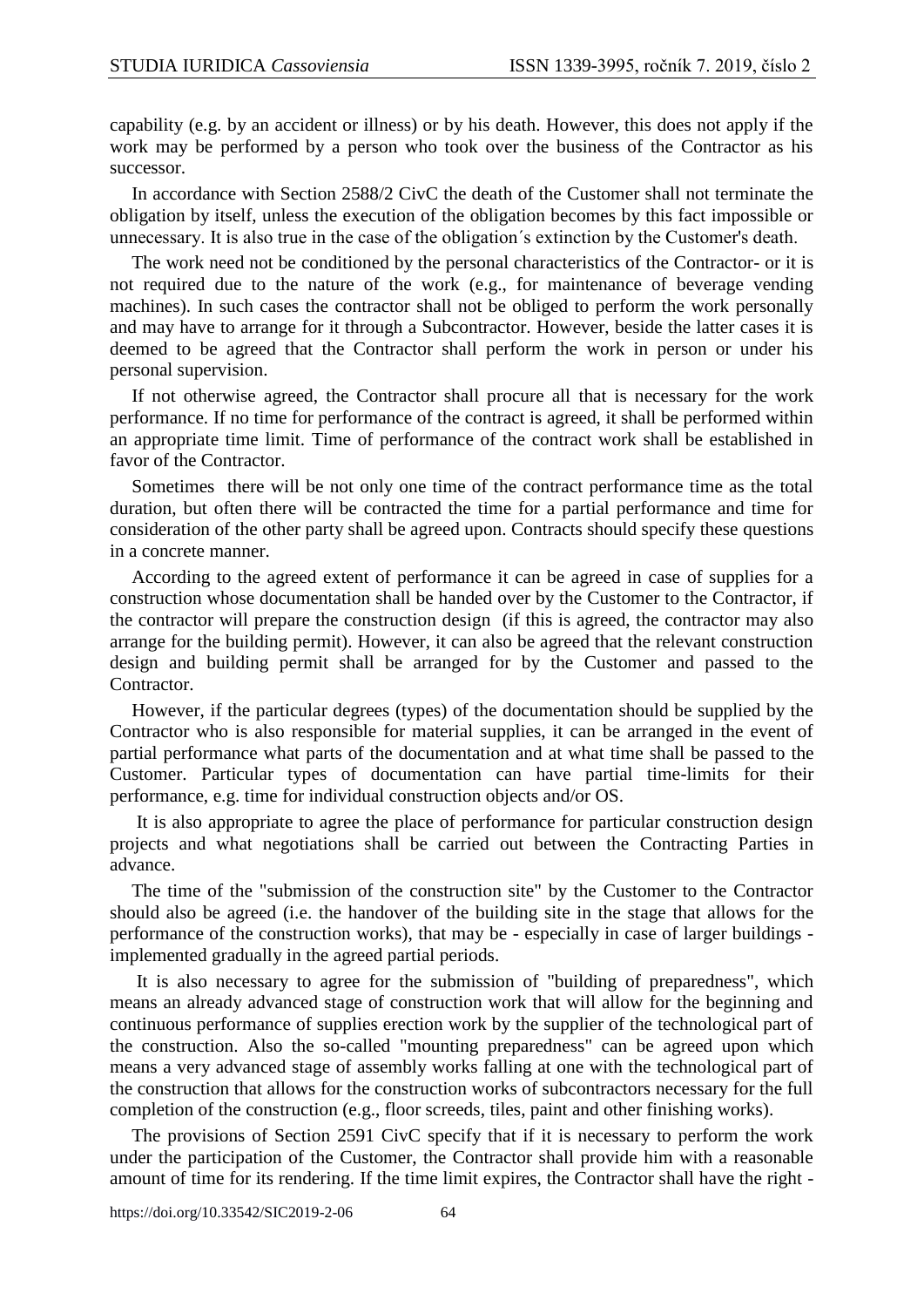capability (e.g. by an accident or illness) or by his death. However, this does not apply if the work may be performed by a person who took over the business of the Contractor as his successor.

In accordance with Section 2588/2 CivC the death of the Customer shall not terminate the obligation by itself, unless the execution of the obligation becomes by this fact impossible or unnecessary. It is also true in the case of the obligation´s extinction by the Customer's death.

The work need not be conditioned by the personal characteristics of the Contractor- or it is not required due to the nature of the work (e.g., for maintenance of beverage vending machines). In such cases the contractor shall not be obliged to perform the work personally and may have to arrange for it through a Subcontractor. However, beside the latter cases it is deemed to be agreed that the Contractor shall perform the work in person or under his personal supervision.

If not otherwise agreed, the Contractor shall procure all that is necessary for the work performance. If no time for performance of the contract is agreed, it shall be performed within an appropriate time limit. Time of performance of the contract work shall be established in favor of the Contractor.

Sometimes there will be not only one time of the contract performance time as the total duration, but often there will be contracted the time for a partial performance and time for consideration of the other party shall be agreed upon. Contracts should specify these questions in a concrete manner.

According to the agreed extent of performance it can be agreed in case of supplies for a construction whose documentation shall be handed over by the Customer to the Contractor, if the contractor will prepare the construction design (if this is agreed, the contractor may also arrange for the building permit). However, it can also be agreed that the relevant construction design and building permit shall be arranged for by the Customer and passed to the Contractor.

However, if the particular degrees (types) of the documentation should be supplied by the Contractor who is also responsible for material supplies, it can be arranged in the event of partial performance what parts of the documentation and at what time shall be passed to the Customer. Particular types of documentation can have partial time-limits for their performance, e.g. time for individual construction objects and/or OS.

It is also appropriate to agree the place of performance for particular construction design projects and what negotiations shall be carried out between the Contracting Parties in advance.

The time of the "submission of the construction site" by the Customer to the Contractor should also be agreed (i.e. the handover of the building site in the stage that allows for the performance of the construction works), that may be - especially in case of larger buildings - implemented gradually in the agreed partial periods.

It is also necessary to agree for the submission of "building of preparedness", which means an already advanced stage of construction work that will allow for the beginning and continuous performance of supplies erection work by the supplier of the technological part of the construction. Also the so-called "mounting preparedness" can be agreed upon which means a very advanced stage of assembly works falling at one with the technological part of the construction that allows for the construction works of subcontractors necessary for the full completion of the construction (e.g., floor screeds, tiles, paint and other finishing works).

The provisions of Section 2591 CivC specify that if it is necessary to perform the work under the participation of the Customer, the Contractor shall provide him with a reasonable amount of time for its rendering. If the time limit expires, the Contractor shall have the right -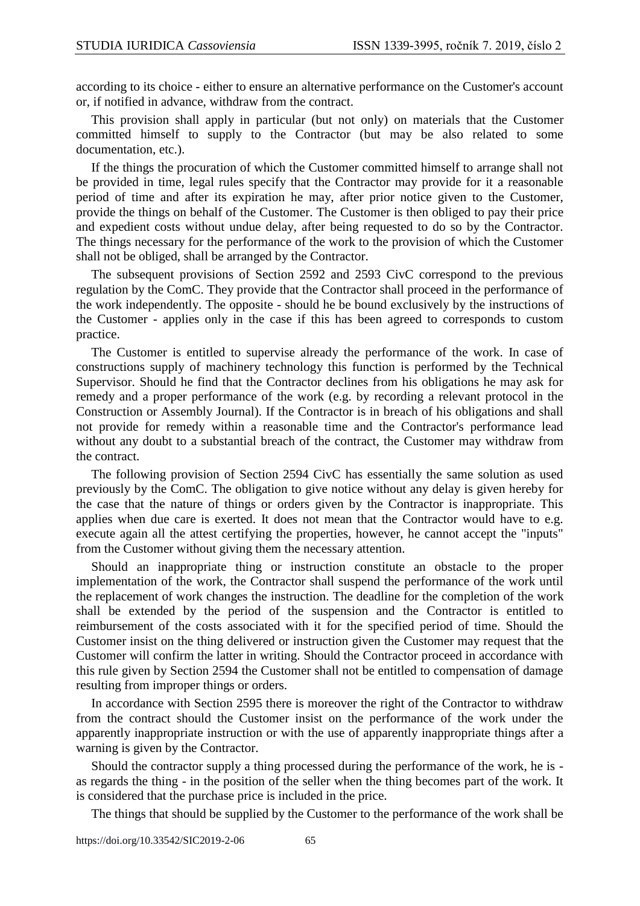according to its choice - either to ensure an alternative performance on the Customer's account or, if notified in advance, withdraw from the contract.

This provision shall apply in particular (but not only) on materials that the Customer committed himself to supply to the Contractor (but may be also related to some documentation, etc.).

If the things the procuration of which the Customer committed himself to arrange shall not be provided in time, legal rules specify that the Contractor may provide for it a reasonable period of time and after its expiration he may, after prior notice given to the Customer, provide the things on behalf of the Customer. The Customer is then obliged to pay their price and expedient costs without undue delay, after being requested to do so by the Contractor. The things necessary for the performance of the work to the provision of which the Customer shall not be obliged, shall be arranged by the Contractor.

The subsequent provisions of Section 2592 and 2593 CivC correspond to the previous regulation by the ComC. They provide that the Contractor shall proceed in the performance of the work independently. The opposite - should he be bound exclusively by the instructions of the Customer - applies only in the case if this has been agreed to corresponds to custom practice.

The Customer is entitled to supervise already the performance of the work. In case of constructions supply of machinery technology this function is performed by the Technical Supervisor. Should he find that the Contractor declines from his obligations he may ask for remedy and a proper performance of the work (e.g. by recording a relevant protocol in the Construction or Assembly Journal). If the Contractor is in breach of his obligations and shall not provide for remedy within a reasonable time and the Contractor's performance lead without any doubt to a substantial breach of the contract, the Customer may withdraw from the contract.

The following provision of Section 2594 CivC has essentially the same solution as used previously by the ComC. The obligation to give notice without any delay is given hereby for the case that the nature of things or orders given by the Contractor is inappropriate. This applies when due care is exerted. It does not mean that the Contractor would have to e.g. execute again all the attest certifying the properties, however, he cannot accept the "inputs" from the Customer without giving them the necessary attention.

Should an inappropriate thing or instruction constitute an obstacle to the proper implementation of the work, the Contractor shall suspend the performance of the work until the replacement of work changes the instruction. The deadline for the completion of the work shall be extended by the period of the suspension and the Contractor is entitled to reimbursement of the costs associated with it for the specified period of time. Should the Customer insist on the thing delivered or instruction given the Customer may request that the Customer will confirm the latter in writing. Should the Contractor proceed in accordance with this rule given by Section 2594 the Customer shall not be entitled to compensation of damage resulting from improper things or orders.

In accordance with Section 2595 there is moreover the right of the Contractor to withdraw from the contract should the Customer insist on the performance of the work under the apparently inappropriate instruction or with the use of apparently inappropriate things after a warning is given by the Contractor.

Should the contractor supply a thing processed during the performance of the work, he is - as regards the thing - in the position of the seller when the thing becomes part of the work. It is considered that the purchase price is included in the price.

The things that should be supplied by the Customer to the performance of the work shall be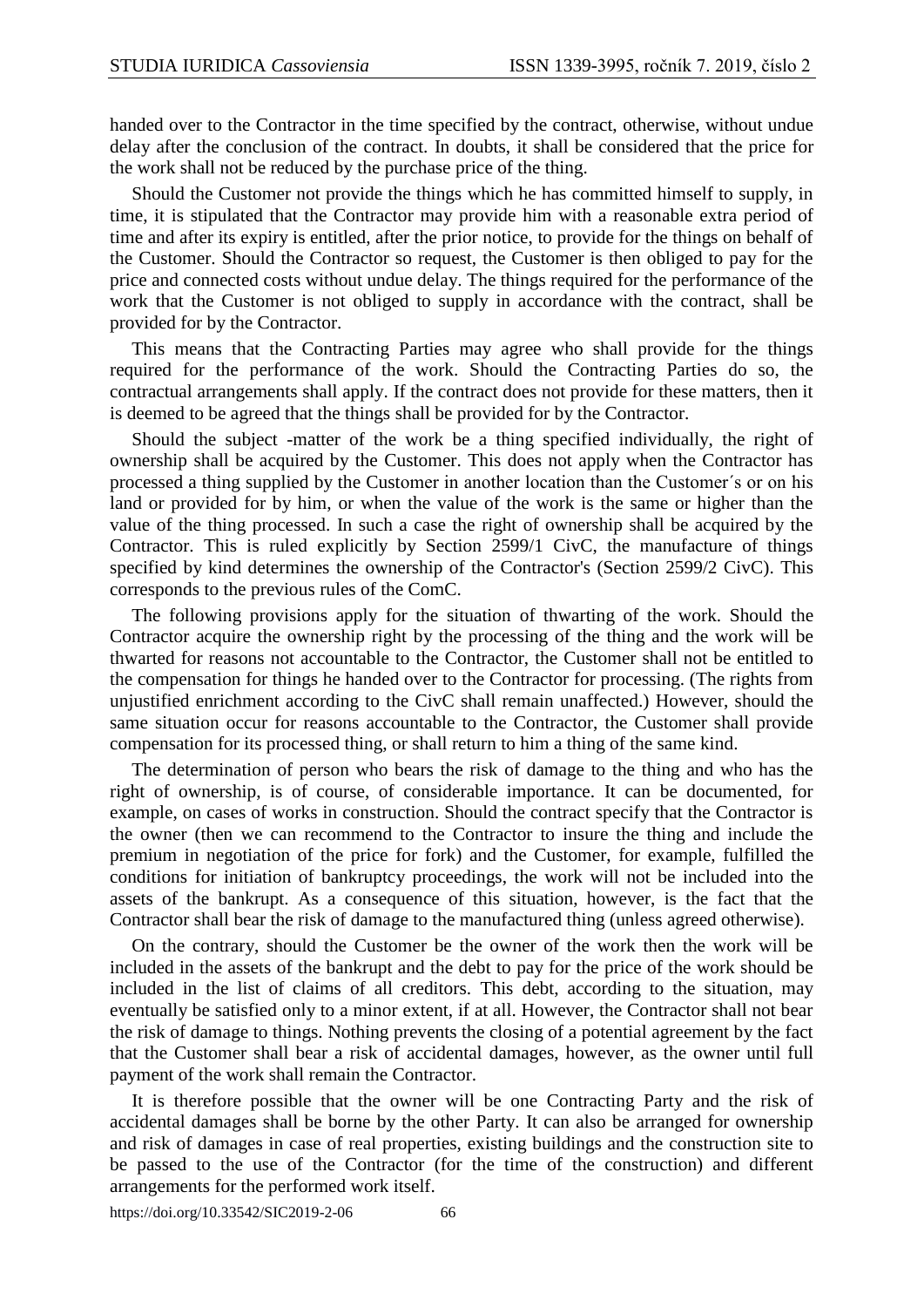handed over to the Contractor in the time specified by the contract, otherwise, without undue delay after the conclusion of the contract. In doubts, it shall be considered that the price for the work shall not be reduced by the purchase price of the thing.

Should the Customer not provide the things which he has committed himself to supply, in time, it is stipulated that the Contractor may provide him with a reasonable extra period of time and after its expiry is entitled, after the prior notice, to provide for the things on behalf of the Customer. Should the Contractor so request, the Customer is then obliged to pay for the price and connected costs without undue delay. The things required for the performance of the work that the Customer is not obliged to supply in accordance with the contract, shall be provided for by the Contractor.

This means that the Contracting Parties may agree who shall provide for the things required for the performance of the work. Should the Contracting Parties do so, the contractual arrangements shall apply. If the contract does not provide for these matters, then it is deemed to be agreed that the things shall be provided for by the Contractor.

Should the subject -matter of the work be a thing specified individually, the right of ownership shall be acquired by the Customer. This does not apply when the Contractor has processed a thing supplied by the Customer in another location than the Customer´s or on his land or provided for by him, or when the value of the work is the same or higher than the value of the thing processed. In such a case the right of ownership shall be acquired by the Contractor. This is ruled explicitly by Section 2599/1 CivC, the manufacture of things specified by kind determines the ownership of the Contractor's (Section 2599/2 CivC). This corresponds to the previous rules of the ComC.

The following provisions apply for the situation of thwarting of the work. Should the Contractor acquire the ownership right by the processing of the thing and the work will be thwarted for reasons not accountable to the Contractor, the Customer shall not be entitled to the compensation for things he handed over to the Contractor for processing. (The rights from unjustified enrichment according to the CivC shall remain unaffected.) However, should the same situation occur for reasons accountable to the Contractor, the Customer shall provide compensation for its processed thing, or shall return to him a thing of the same kind.

The determination of person who bears the risk of damage to the thing and who has the right of ownership, is of course, of considerable importance. It can be documented, for example, on cases of works in construction. Should the contract specify that the Contractor is the owner (then we can recommend to the Contractor to insure the thing and include the premium in negotiation of the price for fork) and the Customer, for example, fulfilled the conditions for initiation of bankruptcy proceedings, the work will not be included into the assets of the bankrupt. As a consequence of this situation, however, is the fact that the Contractor shall bear the risk of damage to the manufactured thing (unless agreed otherwise).

On the contrary, should the Customer be the owner of the work then the work will be included in the assets of the bankrupt and the debt to pay for the price of the work should be included in the list of claims of all creditors. This debt, according to the situation, may eventually be satisfied only to a minor extent, if at all. However, the Contractor shall not bear the risk of damage to things. Nothing prevents the closing of a potential agreement by the fact that the Customer shall bear a risk of accidental damages, however, as the owner until full payment of the work shall remain the Contractor.

It is therefore possible that the owner will be one Contracting Party and the risk of accidental damages shall be borne by the other Party. It can also be arranged for ownership and risk of damages in case of real properties, existing buildings and the construction site to be passed to the use of the Contractor (for the time of the construction) and different arrangements for the performed work itself.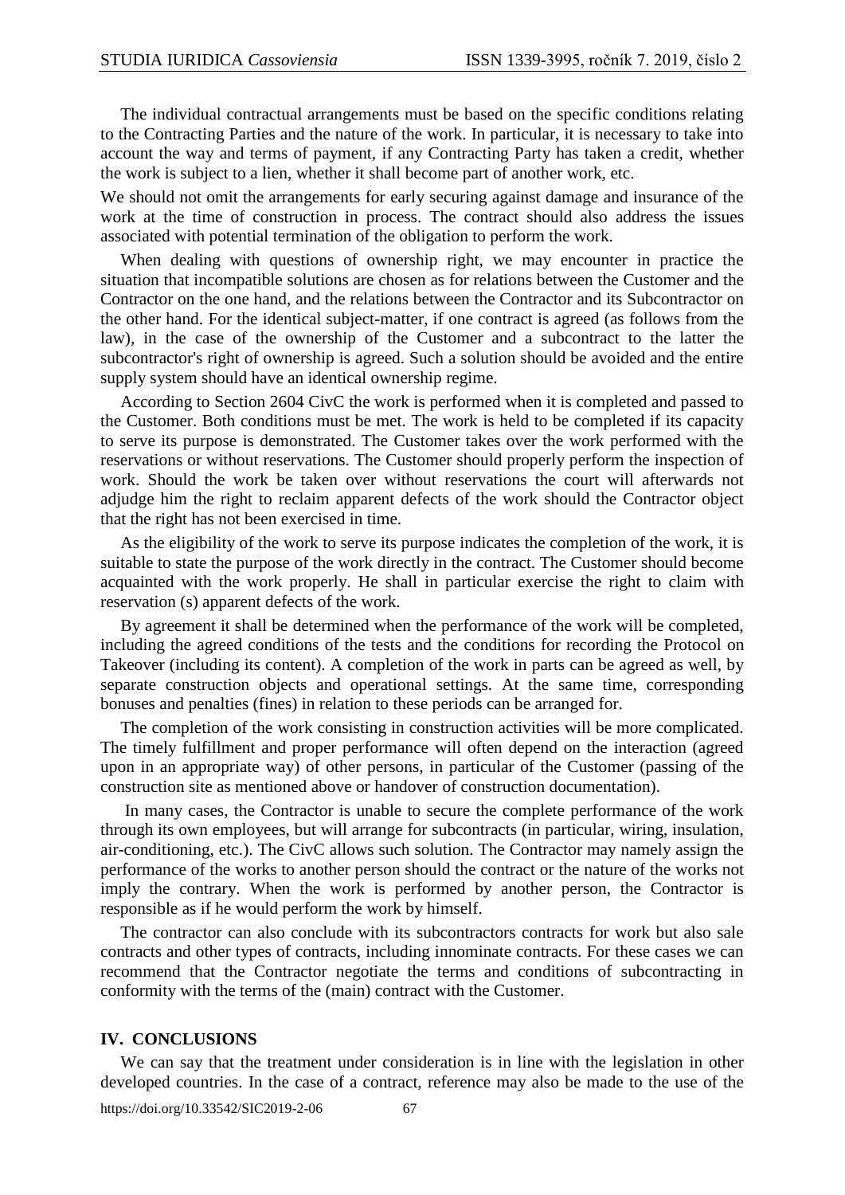The individual contractual arrangements must be based on the specific conditions relating to the Contracting Parties and the nature of the work. In particular, it is necessary to take into account the way and terms of payment, if any Contracting Party has taken a credit, whether the work is subject to a lien, whether it shall become part of another work, etc.

We should not omit the arrangements for early securing against damage and insurance of the work at the time of construction in process. The contract should also address the issues associated with potential termination of the obligation to perform the work.

When dealing with questions of ownership right, we may encounter in practice the situation that incompatible solutions are chosen as for relations between the Customer and the Contractor on the one hand, and the relations between the Contractor and its Subcontractor on the other hand. For the identical subject-matter, if one contract is agreed (as follows from the law), in the case of the ownership of the Customer and a subcontract to the latter the subcontractor's right of ownership is agreed. Such a solution should be avoided and the entire supply system should have an identical ownership regime.

According to Section 2604 CivC the work is performed when it is completed and passed to the Customer. Both conditions must be met. The work is held to be completed if its capacity to serve its purpose is demonstrated. The Customer takes over the work performed with the reservations or without reservations. The Customer should properly perform the inspection of work. Should the work be taken over without reservations the court will afterwards not adjudge him the right to reclaim apparent defects of the work should the Contractor object that the right has not been exercised in time.

As the eligibility of the work to serve its purpose indicates the completion of the work, it is suitable to state the purpose of the work directly in the contract. The Customer should become acquainted with the work properly. He shall in particular exercise the right to claim with reservation (s) apparent defects of the work.

By agreement it shall be determined when the performance of the work will be completed, including the agreed conditions of the tests and the conditions for recording the Protocol on Takeover (including its content). A completion of the work in parts can be agreed as well, by separate construction objects and operational settings. At the same time, corresponding bonuses and penalties (fines) in relation to these periods can be arranged for.

The completion of the work consisting in construction activities will be more complicated. The timely fulfillment and proper performance will often depend on the interaction (agreed upon in an appropriate way) of other persons, in particular of the Customer (passing of the construction site as mentioned above or handover of construction documentation).

In many cases, the Contractor is unable to secure the complete performance of the work through its own employees, but will arrange for subcontracts (in particular, wiring, insulation, air-conditioning, etc.). The CivC allows such solution. The Contractor may namely assign the performance of the works to another person should the contract or the nature of the works not imply the contrary. When the work is performed by another person, the Contractor is responsible as if he would perform the work by himself.

The contractor can also conclude with its subcontractors contracts for work but also sale contracts and other types of contracts, including innominate contracts. For these cases we can recommend that the Contractor negotiate the terms and conditions of subcontracting in conformity with the terms of the (main) contract with the Customer.

## IV. CONCLUSIONS

We can say that the treatment under consideration is in line with the legislation in other developed countries. In the case of a contract, reference may also be made to the use of the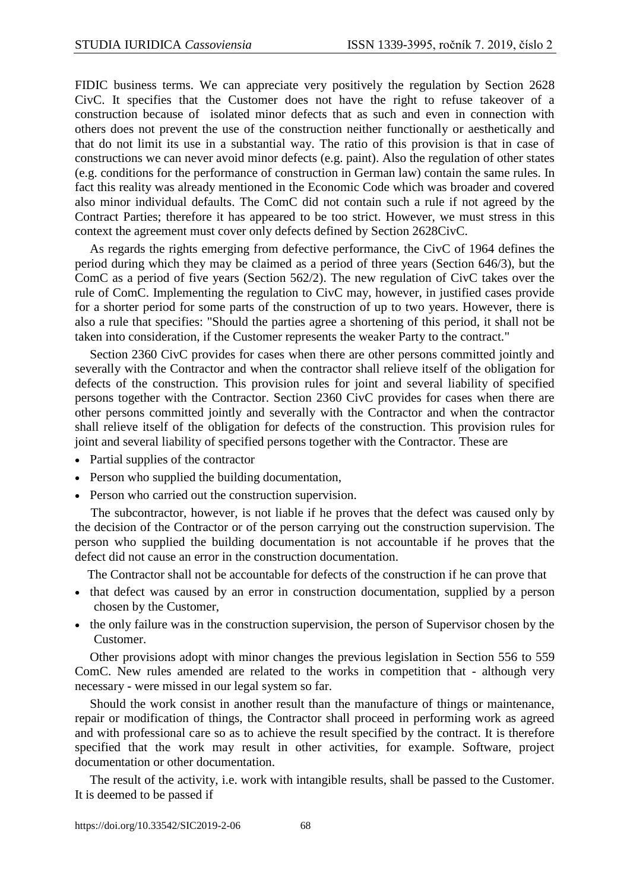FIDIC business terms. We can appreciate very positively the regulation by Section 2628 CivC. It specifies that the Customer does not have the right to refuse takeover of a construction because of isolated minor defects that as such and even in connection with others does not prevent the use of the construction neither functionally or aesthetically and that do not limit its use in a substantial way. The ratio of this provision is that in case of constructions we can never avoid minor defects (e.g. paint). Also the regulation of other states (e.g. conditions for the performance of construction in German law) contain the same rules. In fact this reality was already mentioned in the Economic Code which was broader and covered also minor individual defaults. The ComC did not contain such a rule if not agreed by the Contract Parties; therefore it has appeared to be too strict. However, we must stress in this context the agreement must cover only defects defined by Section 2628CivC.

As regards the rights emerging from defective performance, the CivC of 1964 defines the period during which they may be claimed as a period of three years (Section 646/3), but the ComC as a period of five years (Section 562/2). The new regulation of CivC takes over the rule of ComC. Implementing the regulation to CivC may, however, in justified cases provide for a shorter period for some parts of the construction of up to two years. However, there is also a rule that specifies: "Should the parties agree a shortening of this period, it shall not be taken into consideration, if the Customer represents the weaker Party to the contract."

Section 2360 CivC provides for cases when there are other persons committed jointly and severally with the Contractor and when the contractor shall relieve itself of the obligation for defects of the construction. This provision rules for joint and several liability of specified persons together with the Contractor. Section 2360 CivC provides for cases when there are other persons committed jointly and severally with the Contractor and when the contractor shall relieve itself of the obligation for defects of the construction. This provision rules for joint and several liability of specified persons together with the Contractor. These are

- Partial supplies of the contractor
- Person who supplied the building documentation,
- Person who carried out the construction supervision.

The subcontractor, however, is not liable if he proves that the defect was caused only by the decision of the Contractor or of the person carrying out the construction supervision. The person who supplied the building documentation is not accountable if he proves that the defect did not cause an error in the construction documentation.

The Contractor shall not be accountable for defects of the construction if he can prove that

- that defect was caused by an error in construction documentation, supplied by a person chosen by the Customer,
- the only failure was in the construction supervision, the person of Supervisor chosen by the Customer.

Other provisions adopt with minor changes the previous legislation in Section 556 to 559 ComC. New rules amended are related to the works in competition that - although very necessary - were missed in our legal system so far.

Should the work consist in another result than the manufacture of things or maintenance, repair or modification of things, the Contractor shall proceed in performing work as agreed and with professional care so as to achieve the result specified by the contract. It is therefore specified that the work may result in other activities, for example. Software, project documentation or other documentation.

The result of the activity, i.e. work with intangible results, shall be passed to the Customer. It is deemed to be passed if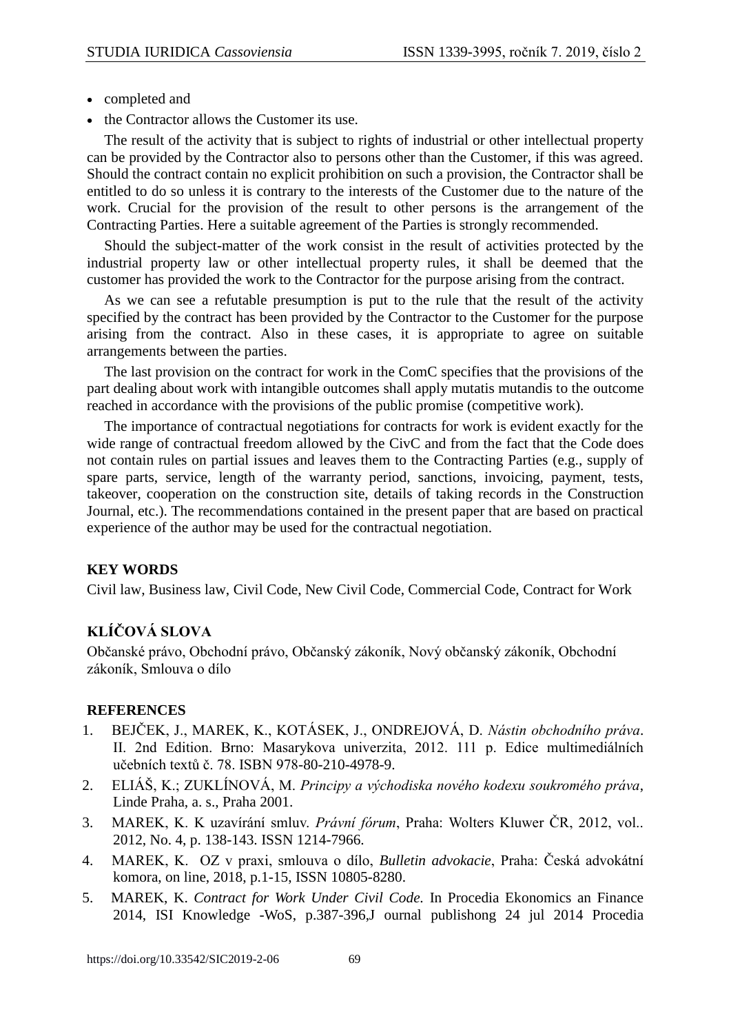- completed and
- the Contractor allows the Customer its use.

The result of the activity that is subject to rights of industrial or other intellectual property can be provided by the Contractor also to persons other than the Customer, if this was agreed. Should the contract contain no explicit prohibition on such a provision, the Contractor shall be entitled to do so unless it is contrary to the interests of the Customer due to the nature of the work. Crucial for the provision of the result to other persons is the arrangement of the Contracting Parties. Here a suitable agreement of the Parties is strongly recommended.

Should the subject-matter of the work consist in the result of activities protected by the industrial property law or other intellectual property rules, it shall be deemed that the customer has provided the work to the Contractor for the purpose arising from the contract.

As we can see a refutable presumption is put to the rule that the result of the activity specified by the contract has been provided by the Contractor to the Customer for the purpose arising from the contract. Also in these cases, it is appropriate to agree on suitable arrangements between the parties.

The last provision on the contract for work in the ComC specifies that the provisions of the part dealing about work with intangible outcomes shall apply mutatis mutandis to the outcome reached in accordance with the provisions of the public promise (competitive work).

The importance of contractual negotiations for contracts for work is evident exactly for the wide range of contractual freedom allowed by the CivC and from the fact that the Code does not contain rules on partial issues and leaves them to the Contracting Parties (e.g., supply of spare parts, service, length of the warranty period, sanctions, invoicing, payment, tests, takeover, cooperation on the construction site, details of taking records in the Construction Journal, etc.). The recommendations contained in the present paper that are based on practical experience of the author may be used for the contractual negotiation.

## KEY WORDS

Civil law, Business law, Civil Code, New Civil Code, Commercial Code, Contract for Work

## KLÍČOVÁ SLOVA

Občanské právo, Obchodní právo, Občanský zákoník, Nový občanský zákoník, Obchodní zákoník, Smlouva o dílo

## REFERENCES

1. BEJČEK, J., MAREK, K., KOTÁSEK, J., ONDREJOVÁ, D. *Nástin obchodního práva*. II. 2nd Edition. Brno: Masarykova univerzita, 2012. 111 p. Edice multimediálních učebních textů č. 78. ISBN 978-80-210-4978-9.
2. ELIÁŠ, K.; ZUKLÍNOVÁ, M. *Principy a východiska nového kodexu soukromého práva*, Linde Praha, a. s., Praha 2001.
3. MAREK, K. K uzavírání smluv. *Právní fórum*, Praha: Wolters Kluwer ČR, 2012, vol.. 2012, No. 4, p. 138-143. ISSN 1214-7966.
4. MAREK, K. OZ v praxi, smlouva o dílo, *Bulletin advokacie*, Praha: Česká advokátní komora, on line, 2018, p.1-15, ISSN 10805-8280.
5. MAREK, K. *Contract for Work Under Civil Code.* In Procedia Ekonomics an Finance 2014, ISI Knowledge -WoS, p.387-396,J ournal publishong 24 jul 2014 Procedia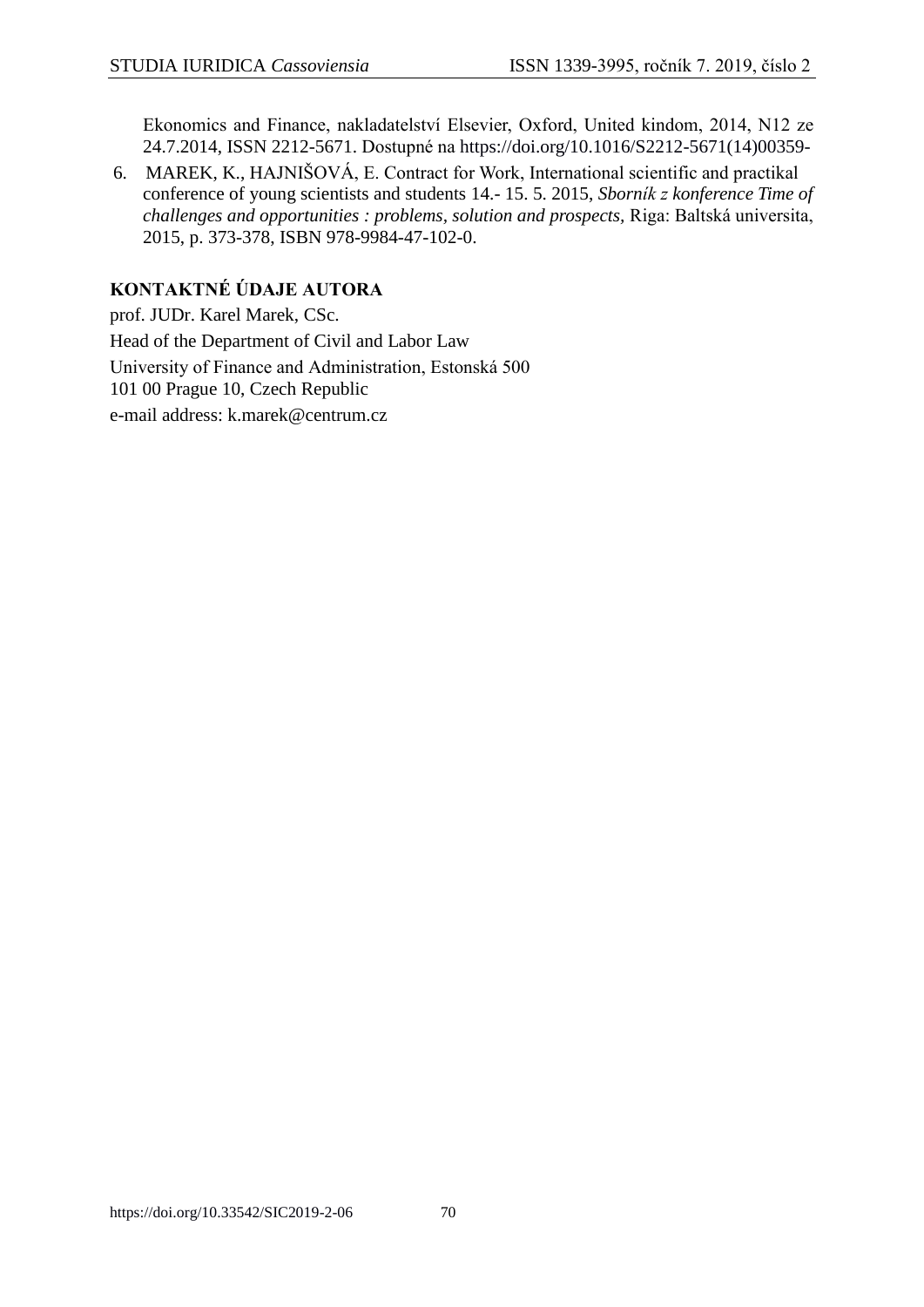Ekonomics and Finance, nakladatelství Elsevier, Oxford, United kindom, 2014, N12 ze 24.7.2014, ISSN 2212-5671. Dostupné na https://doi.org/10.1016/S2212-5671(14)00359-

6. MAREK, K., HAJNIŠOVÁ, E. Contract for Work, International scientific and practikal conference of young scientists and students 14.- 15. 5. 2015, *Sborník z konference Time of challenges and opportunities : problems, solution and prospects*, Riga: Baltská universita, 2015, p. 373-378, ISBN 978-9984-47-102-0.

## KONTAKTNÉ ÚDAJE AUTORA

prof. JUDr. Karel Marek, CSc.

Head of the Department of Civil and Labor Law

University of Finance and Administration, Estonská 500
101 00 Prague 10, Czech Republic

e-mail address: k.marek@centrum.cz